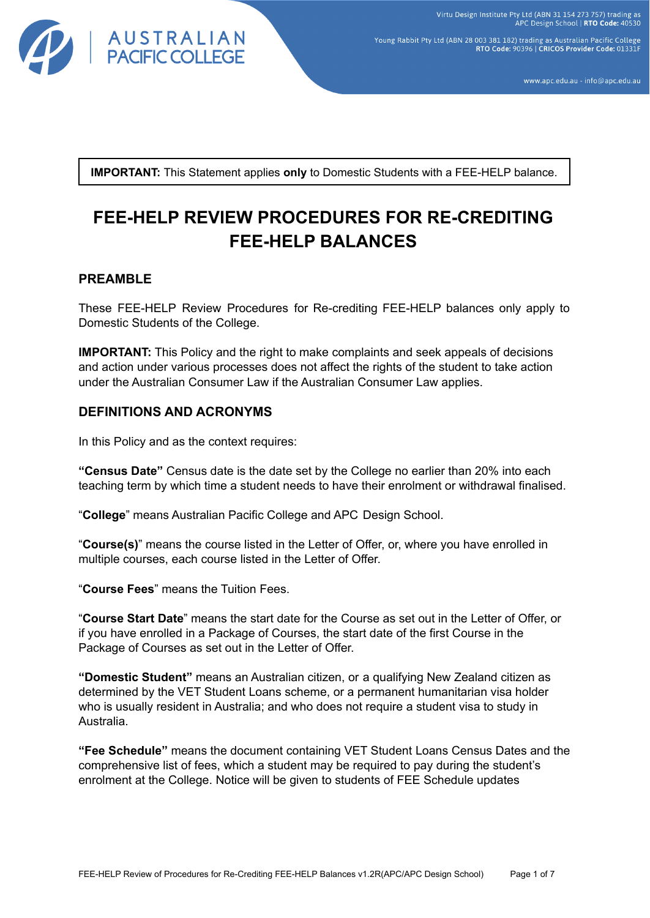**IMPORTANT:** This Statement applies **only** to Domestic Students with a FEE-HELP balance.

# FEE-HELP REVIEW PROCEDURES FOR RE-CREDITING FEE-HELP BALANCES

## PREAMBLE

These FEE-HELP Review Procedures for Re-crediting FEE-HELP balances only apply to Domestic Students of the College.

**IMPORTANT:** This Policy and the right to make complaints and seek appeals of decisions and action under various processes does not affect the rights of the student to take action under the Australian Consumer Law if the Australian Consumer Law applies.

## DEFINITIONS AND ACRONYMS

In this Policy and as the context requires:

**"Census Date"** Census date is the date set by the College no earlier than 20% into each teaching term by which time a student needs to have their enrolment or withdrawal finalised.

"**College**" means Australian Pacific College and APC Design School.

"**Course(s)**" means the course listed in the Letter of Offer, or, where you have enrolled in multiple courses, each course listed in the Letter of Offer.

"**Course Fees**" means the Tuition Fees.

"**Course Start Date**" means the start date for the Course as set out in the Letter of Offer, or if you have enrolled in a Package of Courses, the start date of the first Course in the Package of Courses as set out in the Letter of Offer.

**"Domestic Student"** means an Australian citizen, or a qualifying New Zealand citizen as determined by the VET Student Loans scheme, or a permanent humanitarian visa holder who is usually resident in Australia; and who does not require a student visa to study in Australia.

**"Fee Schedule"** means the document containing VET Student Loans Census Dates and the comprehensive list of fees, which a student may be required to pay during the student's enrolment at the College. Notice will be given to students of FEE Schedule updates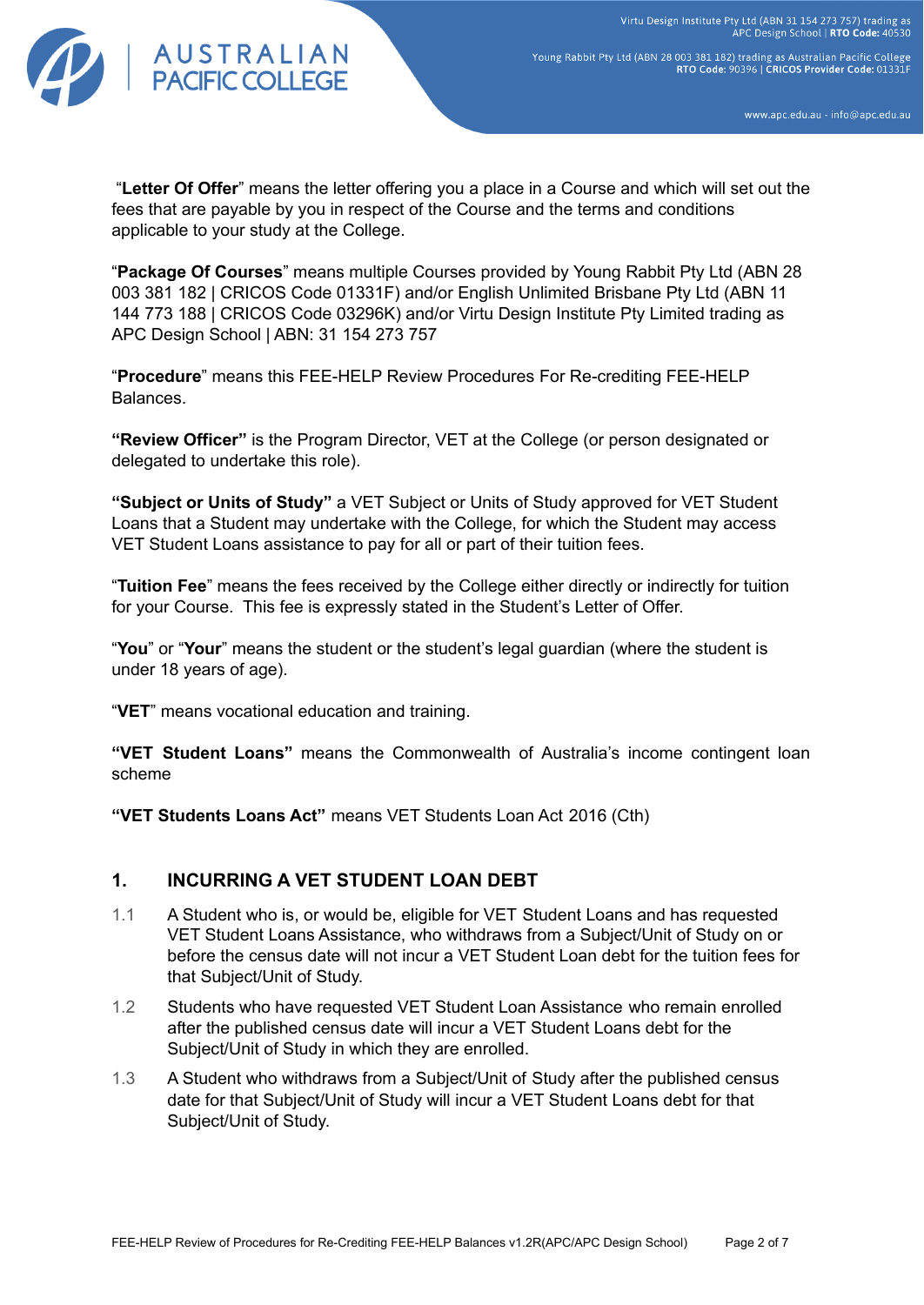"**Letter Of Offer**" means the letter offering you a place in a Course and which will set out the fees that are payable by you in respect of the Course and the terms and conditions applicable to your study at the College.

"**Package Of Courses**" means multiple Courses provided by Young Rabbit Pty Ltd (ABN 28 003 381 182 | CRICOS Code 01331F) and/or English Unlimited Brisbane Pty Ltd (ABN 11 144 773 188 | CRICOS Code 03296K) and/or Virtu Design Institute Pty Limited trading as APC Design School | ABN: 31 154 273 757

"**Procedure**" means this FEE-HELP Review Procedures For Re-crediting FEE-HELP Balances.

**"Review Officer"** is the Program Director, VET at the College (or person designated or delegated to undertake this role).

**"Subject or Units of Study"** a VET Subject or Units of Study approved for VET Student Loans that a Student may undertake with the College, for which the Student may access VET Student Loans assistance to pay for all or part of their tuition fees.

"**Tuition Fee**" means the fees received by the College either directly or indirectly for tuition for your Course. This fee is expressly stated in the Student's Letter of Offer.

"**You**" or "**Your**" means the student or the student's legal guardian (where the student is under 18 years of age).

"**VET**" means vocational education and training.

**"VET Student Loans"** means the Commonwealth of Australia's income contingent loan scheme

**"VET Students Loans Act"** means VET Students Loan Act 2016 (Cth)

## 1. INCURRING A VET STUDENT LOAN DEBT

1.1 A Student who is, or would be, eligible for VET Student Loans and has requested VET Student Loans Assistance, who withdraws from a Subject/Unit of Study on or before the census date will not incur a VET Student Loan debt for the tuition fees for that Subject/Unit of Study.

1.2 Students who have requested VET Student Loan Assistance who remain enrolled after the published census date will incur a VET Student Loans debt for the Subject/Unit of Study in which they are enrolled.

1.3 A Student who withdraws from a Subject/Unit of Study after the published census date for that Subject/Unit of Study will incur a VET Student Loans debt for that Subject/Unit of Study.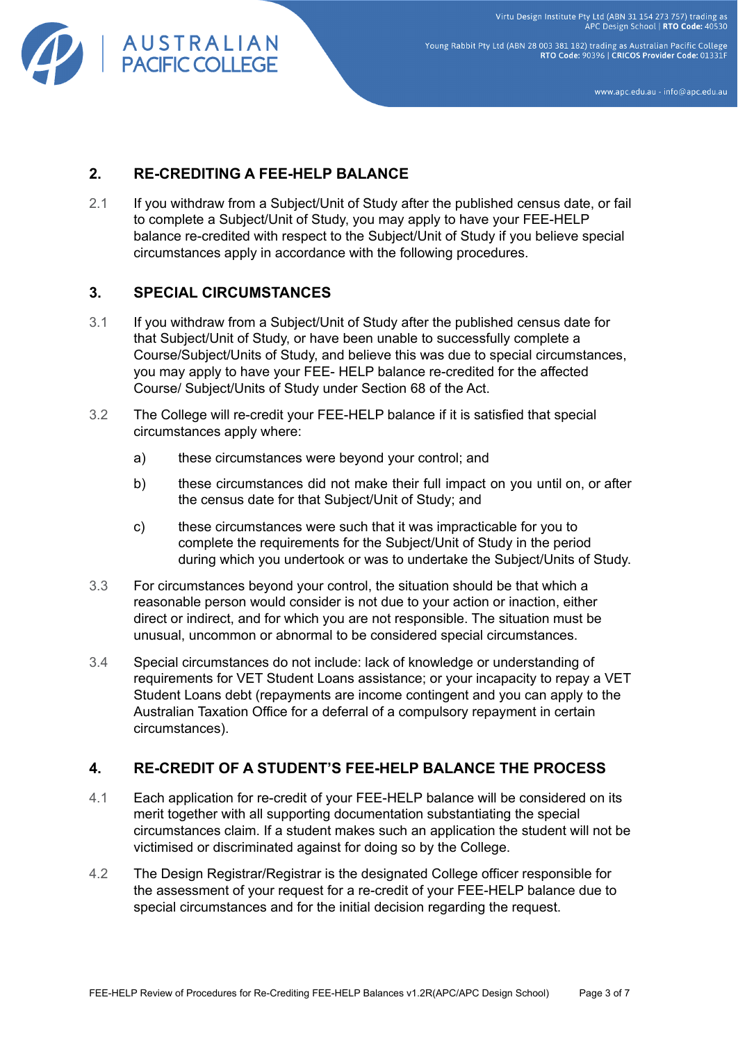## 2. RE-CREDITING A FEE-HELP BALANCE

2.1 If you withdraw from a Subject/Unit of Study after the published census date, or fail to complete a Subject/Unit of Study, you may apply to have your FEE-HELP balance re-credited with respect to the Subject/Unit of Study if you believe special circumstances apply in accordance with the following procedures.

## 3. SPECIAL CIRCUMSTANCES

3.1 If you withdraw from a Subject/Unit of Study after the published census date for that Subject/Unit of Study, or have been unable to successfully complete a Course/Subject/Units of Study, and believe this was due to special circumstances, you may apply to have your FEE- HELP balance re-credited for the affected Course/ Subject/Units of Study under Section 68 of the Act.

3.2 The College will re-credit your FEE-HELP balance if it is satisfied that special circumstances apply where:

a) these circumstances were beyond your control; and

b) these circumstances did not make their full impact on you until on, or after the census date for that Subject/Unit of Study; and

c) these circumstances were such that it was impracticable for you to complete the requirements for the Subject/Unit of Study in the period during which you undertook or was to undertake the Subject/Units of Study.

3.3 For circumstances beyond your control, the situation should be that which a reasonable person would consider is not due to your action or inaction, either direct or indirect, and for which you are not responsible. The situation must be unusual, uncommon or abnormal to be considered special circumstances.

3.4 Special circumstances do not include: lack of knowledge or understanding of requirements for VET Student Loans assistance; or your incapacity to repay a VET Student Loans debt (repayments are income contingent and you can apply to the Australian Taxation Office for a deferral of a compulsory repayment in certain circumstances).

## 4. RE-CREDIT OF A STUDENT'S FEE-HELP BALANCE THE PROCESS

4.1 Each application for re-credit of your FEE-HELP balance will be considered on its merit together with all supporting documentation substantiating the special circumstances claim. If a student makes such an application the student will not be victimised or discriminated against for doing so by the College.

4.2 The Design Registrar/Registrar is the designated College officer responsible for the assessment of your request for a re-credit of your FEE-HELP balance due to special circumstances and for the initial decision regarding the request.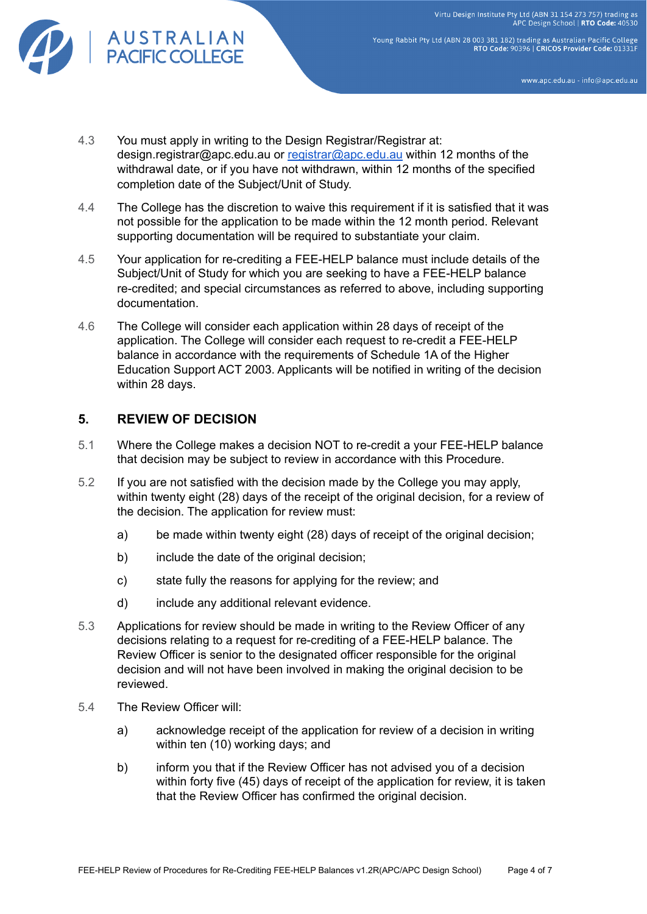4.3 You must apply in writing to the Design Registrar/Registrar at: design.registrar@apc.edu.au or registrar@apc.edu.au within 12 months of the withdrawal date, or if you have not withdrawn, within 12 months of the specified completion date of the Subject/Unit of Study.

4.4 The College has the discretion to waive this requirement if it is satisfied that it was not possible for the application to be made within the 12 month period. Relevant supporting documentation will be required to substantiate your claim.

4.5 Your application for re-crediting a FEE-HELP balance must include details of the Subject/Unit of Study for which you are seeking to have a FEE-HELP balance re-credited; and special circumstances as referred to above, including supporting documentation.

4.6 The College will consider each application within 28 days of receipt of the application. The College will consider each request to re-credit a FEE-HELP balance in accordance with the requirements of Schedule 1A of the Higher Education Support ACT 2003. Applicants will be notified in writing of the decision within 28 days.

## 5. REVIEW OF DECISION

5.1 Where the College makes a decision NOT to re-credit a your FEE-HELP balance that decision may be subject to review in accordance with this Procedure.

5.2 If you are not satisfied with the decision made by the College you may apply, within twenty eight (28) days of the receipt of the original decision, for a review of the decision. The application for review must:

a) be made within twenty eight (28) days of receipt of the original decision;

b) include the date of the original decision;

c) state fully the reasons for applying for the review; and

d) include any additional relevant evidence.

5.3 Applications for review should be made in writing to the Review Officer of any decisions relating to a request for re-crediting of a FEE-HELP balance. The Review Officer is senior to the designated officer responsible for the original decision and will not have been involved in making the original decision to be reviewed.

5.4 The Review Officer will:

a) acknowledge receipt of the application for review of a decision in writing within ten (10) working days; and

b) inform you that if the Review Officer has not advised you of a decision within forty five (45) days of receipt of the application for review, it is taken that the Review Officer has confirmed the original decision.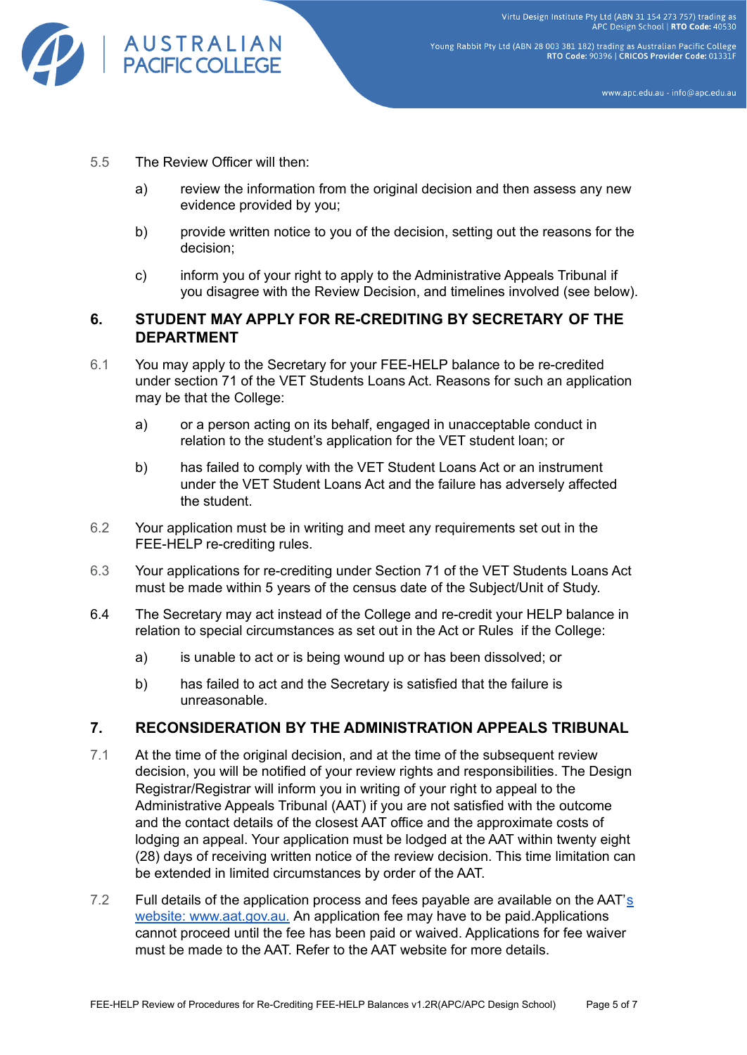5.5 The Review Officer will then:

a) review the information from the original decision and then assess any new evidence provided by you;

b) provide written notice to you of the decision, setting out the reasons for the decision;

c) inform you of your right to apply to the Administrative Appeals Tribunal if you disagree with the Review Decision, and timelines involved (see below).

## 6. STUDENT MAY APPLY FOR RE-CREDITING BY SECRETARY OF THE DEPARTMENT

6.1 You may apply to the Secretary for your FEE-HELP balance to be re-credited under section 71 of the VET Students Loans Act. Reasons for such an application may be that the College:

a) or a person acting on its behalf, engaged in unacceptable conduct in relation to the student's application for the VET student loan; or

b) has failed to comply with the VET Student Loans Act or an instrument under the VET Student Loans Act and the failure has adversely affected the student.

6.2 Your application must be in writing and meet any requirements set out in the FEE-HELP re-crediting rules.

6.3 Your applications for re-crediting under Section 71 of the VET Students Loans Act must be made within 5 years of the census date of the Subject/Unit of Study.

6.4 The Secretary may act instead of the College and re-credit your HELP balance in relation to special circumstances as set out in the Act or Rules if the College:

a) is unable to act or is being wound up or has been dissolved; or

b) has failed to act and the Secretary is satisfied that the failure is unreasonable.

## 7. RECONSIDERATION BY THE ADMINISTRATION APPEALS TRIBUNAL

7.1 At the time of the original decision, and at the time of the subsequent review decision, you will be notified of your review rights and responsibilities. The Design Registrar/Registrar will inform you in writing of your right to appeal to the Administrative Appeals Tribunal (AAT) if you are not satisfied with the outcome and the contact details of the closest AAT office and the approximate costs of lodging an appeal. Your application must be lodged at the AAT within twenty eight (28) days of receiving written notice of the review decision. This time limitation can be extended in limited circumstances by order of the AAT.

7.2 Full details of the application process and fees payable are available on the AAT's website: www.aat.gov.au. An application fee may have to be paid.Applications cannot proceed until the fee has been paid or waived. Applications for fee waiver must be made to the AAT. Refer to the AAT website for more details.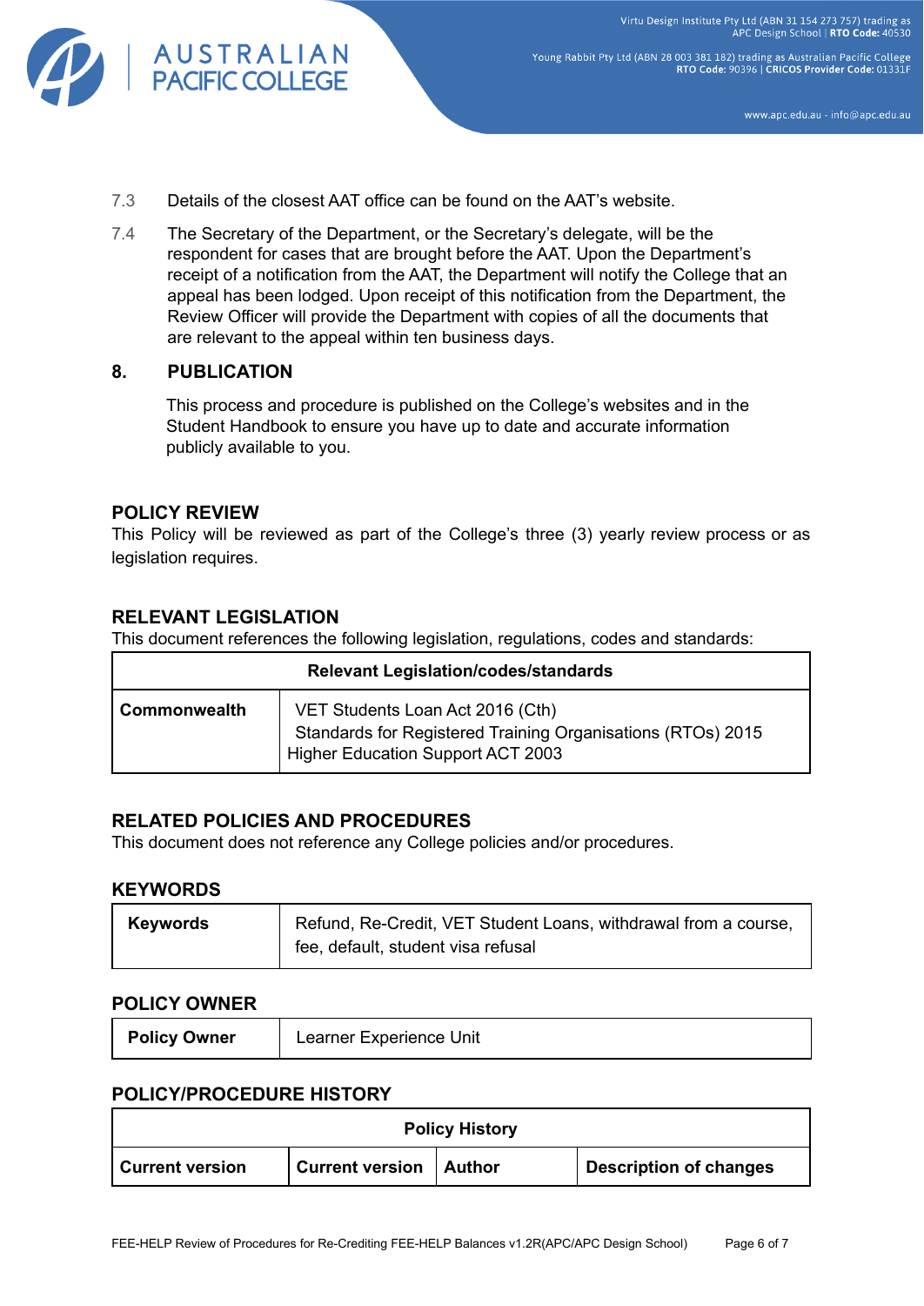7.3 Details of the closest AAT office can be found on the AAT's website.

7.4 The Secretary of the Department, or the Secretary's delegate, will be the respondent for cases that are brought before the AAT. Upon the Department's receipt of a notification from the AAT, the Department will notify the College that an appeal has been lodged. Upon receipt of this notification from the Department, the Review Officer will provide the Department with copies of all the documents that are relevant to the appeal within ten business days.

## 8. PUBLICATION

This process and procedure is published on the College's websites and in the Student Handbook to ensure you have up to date and accurate information publicly available to you.

## POLICY REVIEW

This Policy will be reviewed as part of the College's three (3) yearly review process or as legislation requires.

## RELEVANT LEGISLATION

This document references the following legislation, regulations, codes and standards:

| Relevant Legislation/codes/standards | |
|---|---|
| **Commonwealth** | VET Students Loan Act 2016 (Cth)<br>Standards for Registered Training Organisations (RTOs) 2015<br>Higher Education Support ACT 2003 |

## RELATED POLICIES AND PROCEDURES

This document does not reference any College policies and/or procedures.

## KEYWORDS

| **Keywords** | Refund, Re-Credit, VET Student Loans, withdrawal from a course, fee, default, student visa refusal |
|---|---|

## POLICY OWNER

| **Policy Owner** | Learner Experience Unit |
|---|---|

## POLICY/PROCEDURE HISTORY

| Policy History | | | |
|---|---|---|---|
| **Current version** | **Current version** | **Author** | **Description of changes** |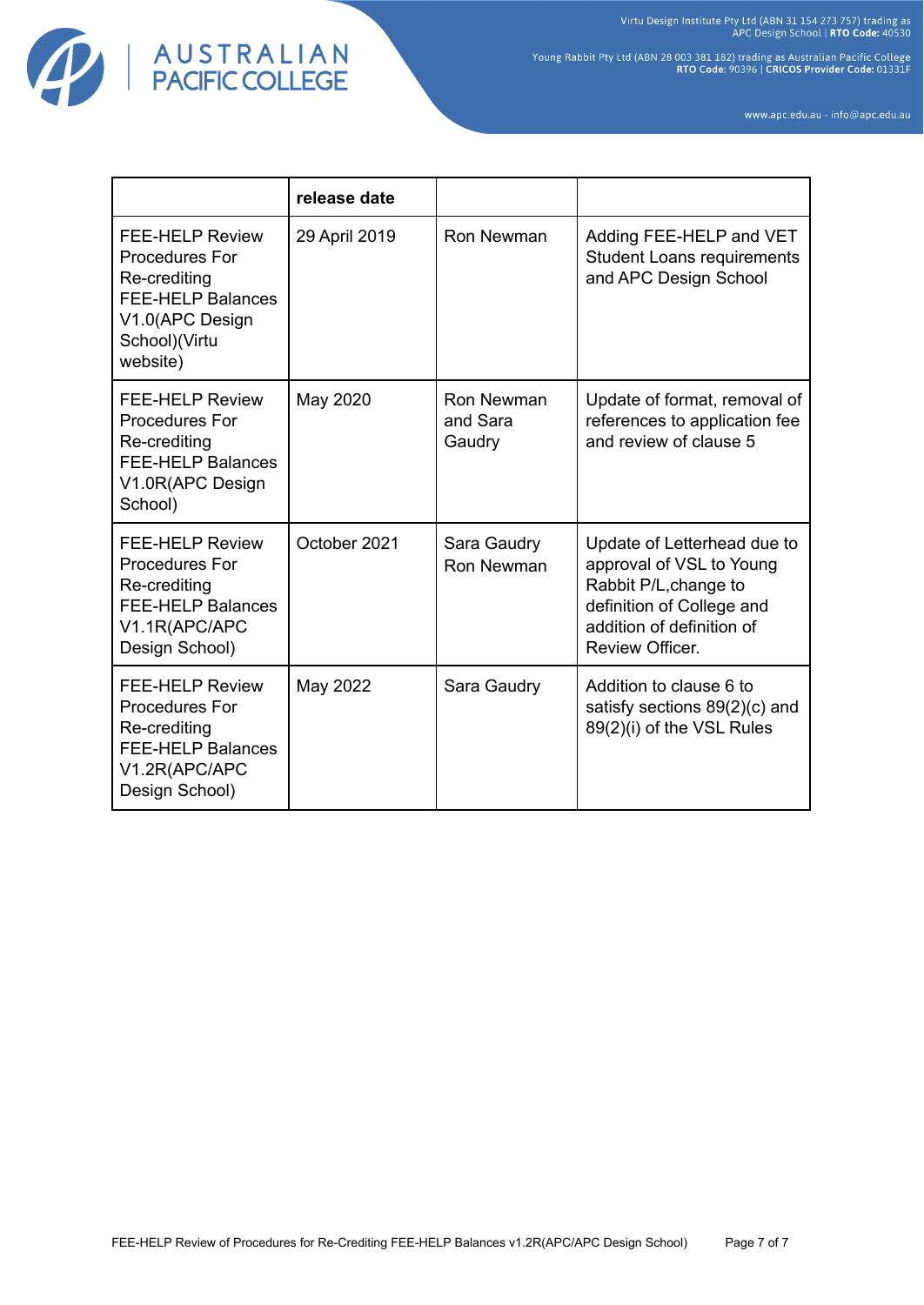| | release date | | |
|---|---|---|---|
| FEE-HELP Review Procedures For Re-crediting FEE-HELP Balances V1.0(APC Design School)(Virtu website) | 29 April 2019 | Ron Newman | Adding FEE-HELP and VET Student Loans requirements and APC Design School |
| FEE-HELP Review Procedures For Re-crediting FEE-HELP Balances V1.0R(APC Design School) | May 2020 | Ron Newman and Sara Gaudry | Update of format, removal of references to application fee and review of clause 5 |
| FEE-HELP Review Procedures For Re-crediting FEE-HELP Balances V1.1R(APC/APC Design School) | October 2021 | Sara Gaudry Ron Newman | Update of Letterhead due to approval of VSL to Young Rabbit P/L,change to definition of College and addition of definition of Review Officer. |
| FEE-HELP Review Procedures For Re-crediting FEE-HELP Balances V1.2R(APC/APC Design School) | May 2022 | Sara Gaudry | Addition to clause 6 to satisfy sections 89(2)(c) and 89(2)(i) of the VSL Rules |